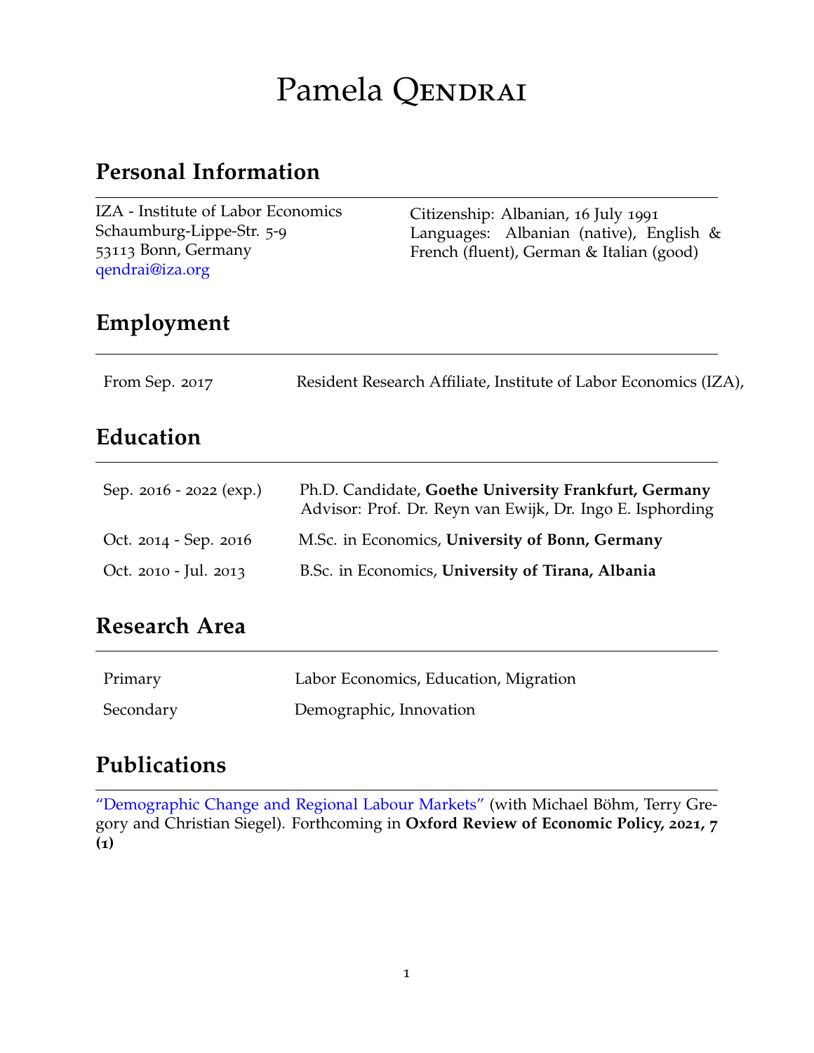# Pamela Qendrai

## Personal Information

IZA - Institute of Labor Economics
Schaumburg-Lippe-Str. 5-9
53113 Bonn, Germany
qendrai@iza.org

Citizenship: Albanian, 16 July 1991
Languages: Albanian (native), English & French (fluent), German & Italian (good)

## Employment

| | |
|---|---|
| From Sep. 2017 | Resident Research Affiliate, Institute of Labor Economics (IZA), |

## Education

| | |
|---|---|
| Sep. 2016 - 2022 (exp.) | Ph.D. Candidate, **Goethe University Frankfurt, Germany**<br>Advisor: Prof. Dr. Reyn van Ewijk, Dr. Ingo E. Isphording |
| Oct. 2014 - Sep. 2016 | M.Sc. in Economics, **University of Bonn, Germany** |
| Oct. 2010 - Jul. 2013 | B.Sc. in Economics, **University of Tirana, Albania** |

## Research Area

| | |
|---|---|
| Primary | Labor Economics, Education, Migration |
| Secondary | Demographic, Innovation |

## Publications

"Demographic Change and Regional Labour Markets" (with Michael Böhm, Terry Gregory and Christian Siegel). Forthcoming in **Oxford Review of Economic Policy, 2021, 7 (1)**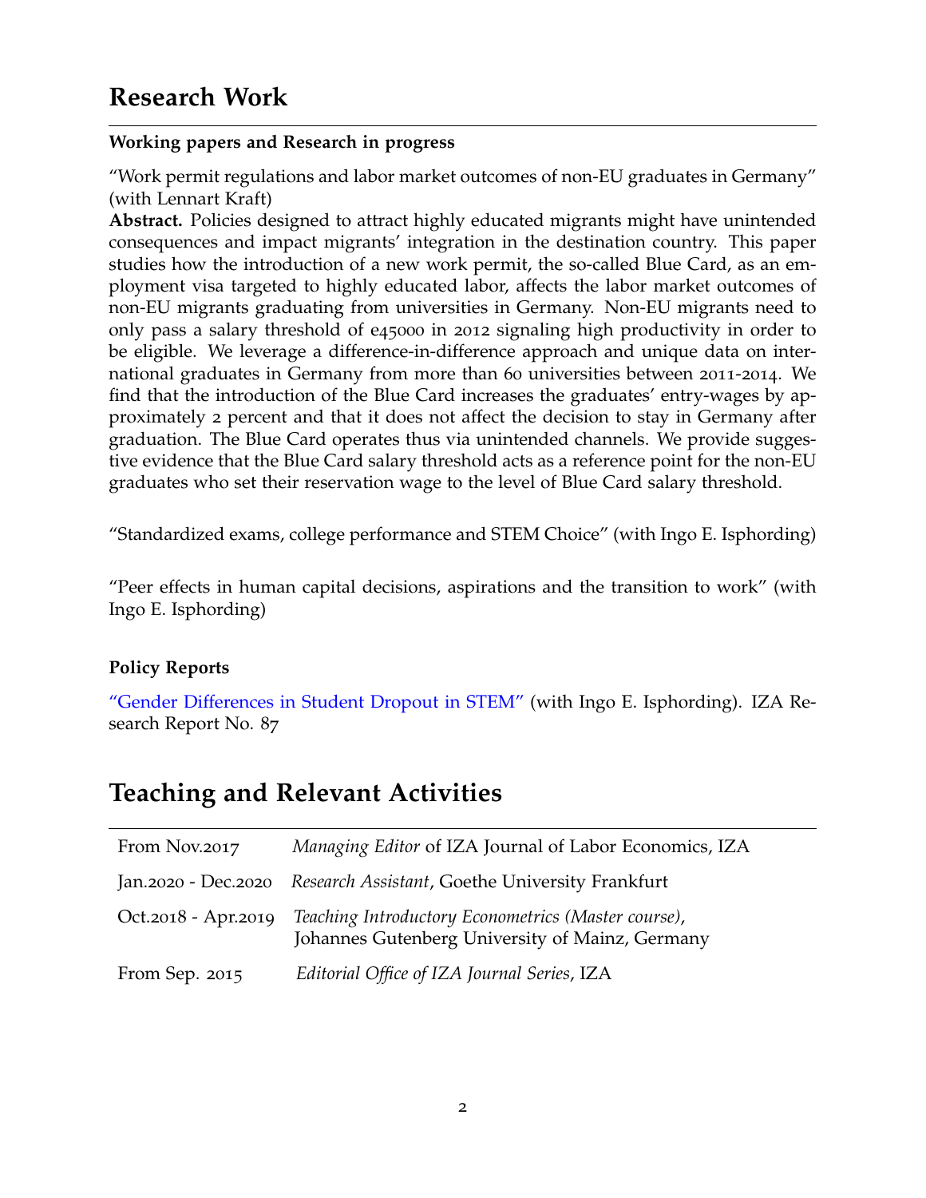# Research Work

**Working papers and Research in progress**

"Work permit regulations and labor market outcomes of non-EU graduates in Germany" (with Lennart Kraft)

**Abstract.** Policies designed to attract highly educated migrants might have unintended consequences and impact migrants' integration in the destination country. This paper studies how the introduction of a new work permit, the so-called Blue Card, as an employment visa targeted to highly educated labor, affects the labor market outcomes of non-EU migrants graduating from universities in Germany. Non-EU migrants need to only pass a salary threshold of e45000 in 2012 signaling high productivity in order to be eligible. We leverage a difference-in-difference approach and unique data on international graduates in Germany from more than 60 universities between 2011-2014. We find that the introduction of the Blue Card increases the graduates' entry-wages by approximately 2 percent and that it does not affect the decision to stay in Germany after graduation. The Blue Card operates thus via unintended channels. We provide suggestive evidence that the Blue Card salary threshold acts as a reference point for the non-EU graduates who set their reservation wage to the level of Blue Card salary threshold.

"Standardized exams, college performance and STEM Choice" (with Ingo E. Isphording)

"Peer effects in human capital decisions, aspirations and the transition to work" (with Ingo E. Isphording)

**Policy Reports**

"Gender Differences in Student Dropout in STEM" (with Ingo E. Isphording). IZA Research Report No. 87

# Teaching and Relevant Activities

| | |
|---|---|
| From Nov.2017 | *Managing Editor* of IZA Journal of Labor Economics, IZA |
| Jan.2020 - Dec.2020 | *Research Assistant*, Goethe University Frankfurt |
| Oct.2018 - Apr.2019 | *Teaching Introductory Econometrics (Master course)*, Johannes Gutenberg University of Mainz, Germany |
| From Sep. 2015 | *Editorial Office of IZA Journal Series*, IZA |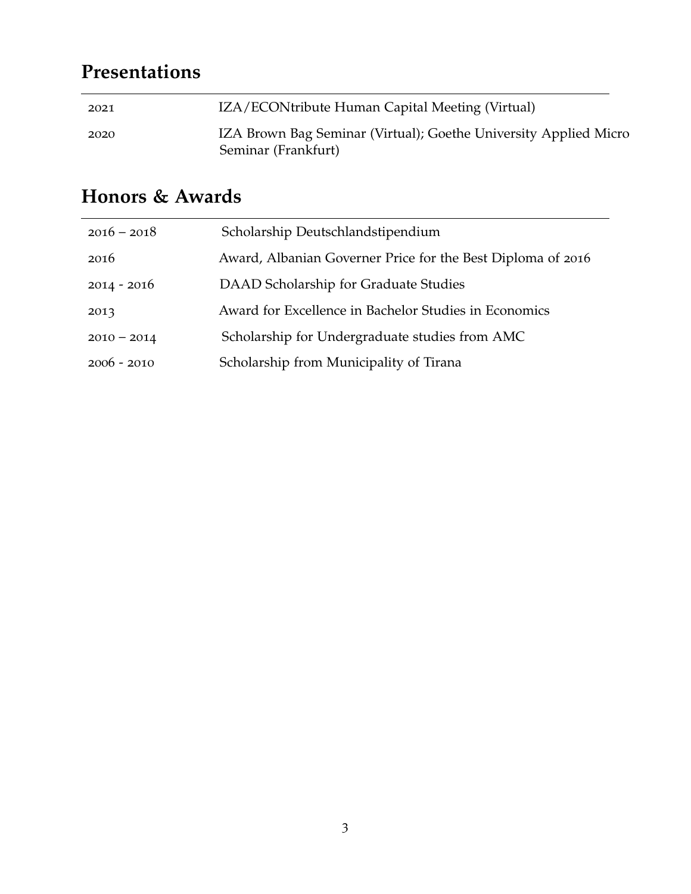## Presentations

| | |
|---|---|
| 2021 | IZA/ECONtribute Human Capital Meeting (Virtual) |
| 2020 | IZA Brown Bag Seminar (Virtual); Goethe University Applied Micro Seminar (Frankfurt) |

## Honors & Awards

| | |
|---|---|
| 2016 – 2018 | Scholarship Deutschlandstipendium |
| 2016 | Award, Albanian Governer Price for the Best Diploma of 2016 |
| 2014 - 2016 | DAAD Scholarship for Graduate Studies |
| 2013 | Award for Excellence in Bachelor Studies in Economics |
| 2010 – 2014 | Scholarship for Undergraduate studies from AMC |
| 2006 - 2010 | Scholarship from Municipality of Tirana |